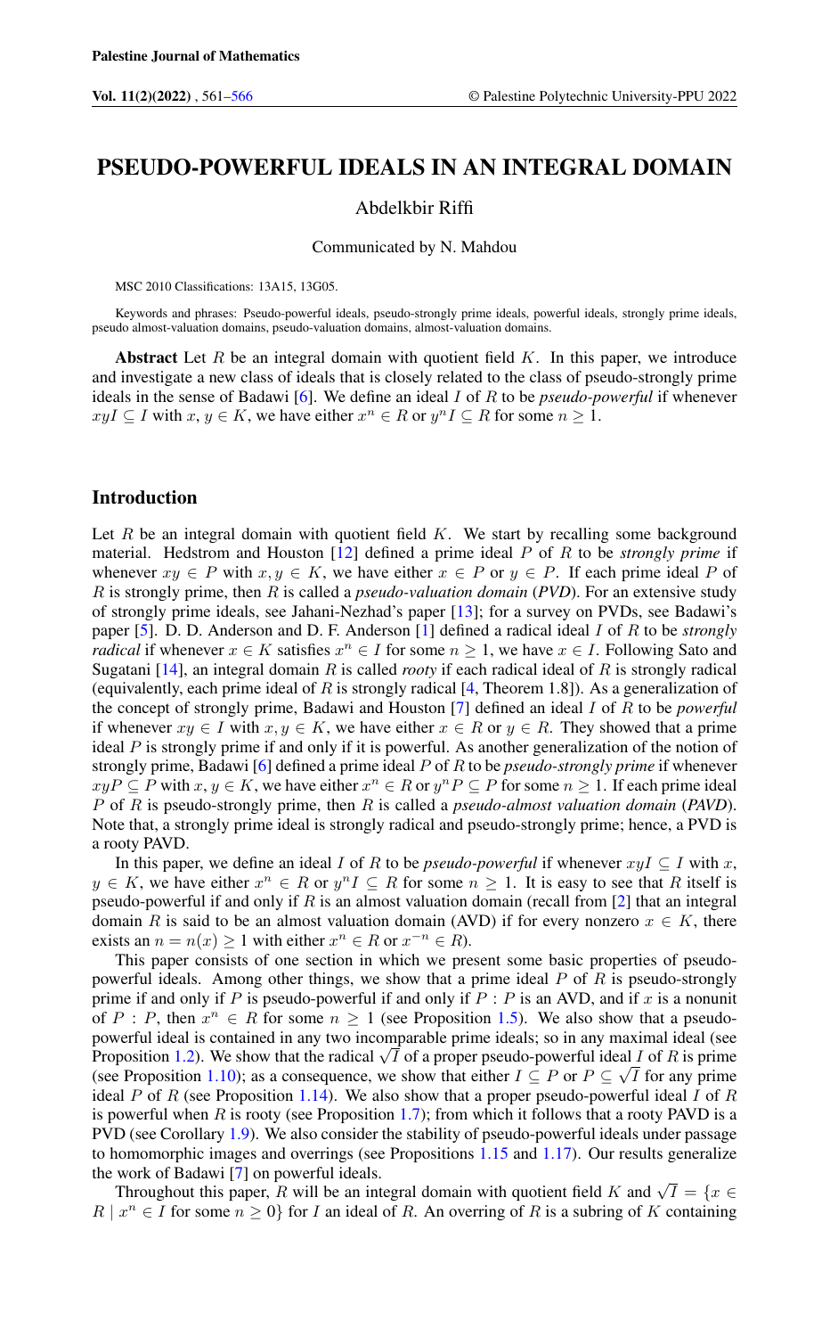# PSEUDO-POWERFUL IDEALS IN AN INTEGRAL DOMAIN

Abdelkbir Riffi

Communicated by N. Mahdou

MSC 2010 Classifications: 13A15, 13G05.

Keywords and phrases: Pseudo-powerful ideals, pseudo-strongly prime ideals, powerful ideals, strongly prime ideals, pseudo almost-valuation domains, pseudo-valuation domains, almost-valuation domains.

**Abstract** Let $R$ be an integral domain with quotient field $K$. In this paper, we introduce and investigate a new class of ideals that is closely related to the class of pseudo-strongly prime ideals in the sense of Badawi [6]. We define an ideal $I$ of $R$ to be *pseudo-powerful* if whenever $xyI \subseteq I$ with $x, y \in K$, we have either $x^n \in R$ or $y^n I \subseteq R$ for some $n \geq 1$.

## Introduction

Let $R$ be an integral domain with quotient field $K$. We start by recalling some background material. Hedstrom and Houston [12] defined a prime ideal $P$ of $R$ to be *strongly prime* if whenever $xy \in P$ with $x, y \in K$, we have either $x \in P$ or $y \in P$. If each prime ideal $P$ of $R$ is strongly prime, then $R$ is called a *pseudo-valuation domain* (*PVD*). For an extensive study of strongly prime ideals, see Jahani-Nezhad's paper [13]; for a survey on PVDs, see Badawi's paper [5]. D. D. Anderson and D. F. Anderson [1] defined a radical ideal $I$ of $R$ to be *strongly radical* if whenever $x \in K$ satisfies $x^n \in I$ for some $n \geq 1$, we have $x \in I$. Following Sato and Sugatani [14], an integral domain $R$ is called *rooty* if each radical ideal of $R$ is strongly radical (equivalently, each prime ideal of $R$ is strongly radical [4, Theorem 1.8]). As a generalization of the concept of strongly prime, Badawi and Houston [7] defined an ideal $I$ of $R$ to be *powerful* if whenever $xy \in I$ with $x, y \in K$, we have either $x \in R$ or $y \in R$. They showed that a prime ideal $P$ is strongly prime if and only if it is powerful. As another generalization of the notion of strongly prime, Badawi [6] defined a prime ideal $P$ of $R$ to be *pseudo-strongly prime* if whenever $xyP \subseteq P$ with $x, y \in K$, we have either $x^n \in R$ or $y^n P \subseteq P$ for some $n \geq 1$. If each prime ideal $P$ of $R$ is pseudo-strongly prime, then $R$ is called a *pseudo-almost valuation domain* (*PAVD*). Note that, a strongly prime ideal is strongly radical and pseudo-strongly prime; hence, a PVD is a rooty PAVD.

In this paper, we define an ideal $I$ of $R$ to be *pseudo-powerful* if whenever $xyI \subseteq I$ with $x$, $y \in K$, we have either $x^n \in R$ or $y^n I \subseteq R$ for some $n \geq 1$. It is easy to see that $R$ itself is pseudo-powerful if and only if $R$ is an almost valuation domain (recall from [2] that an integral domain $R$ is said to be an almost valuation domain (AVD) if for every nonzero $x \in K$, there exists an $n = n(x) \geq 1$ with either $x^n \in R$ or $x^{-n} \in R$).

This paper consists of one section in which we present some basic properties of pseudo-powerful ideals. Among other things, we show that a prime ideal $P$ of $R$ is pseudo-strongly prime if and only if $P$ is pseudo-powerful if and only if $P : P$ is an AVD, and if $x$ is a nonunit of $P : P$, then $x^n \in R$ for some $n \geq 1$ (see Proposition 1.5). We also show that a pseudo-powerful ideal is contained in any two incomparable prime ideals; so in any maximal ideal (see Proposition 1.2). We show that the radical $\sqrt{I}$ of a proper pseudo-powerful ideal $I$ of $R$ is prime (see Proposition 1.10); as a consequence, we show that either $I \subseteq P$ or $P \subseteq \sqrt{I}$ for any prime ideal $P$ of $R$ (see Proposition 1.14). We also show that a proper pseudo-powerful ideal $I$ of $R$ is powerful when $R$ is rooty (see Proposition 1.7); from which it follows that a rooty PAVD is a PVD (see Corollary 1.9). We also consider the stability of pseudo-powerful ideals under passage to homomorphic images and overrings (see Propositions 1.15 and 1.17). Our results generalize the work of Badawi [7] on powerful ideals.

Throughout this paper, $R$ will be an integral domain with quotient field $K$ and $\sqrt{I} = \{x \in R \mid x^n \in I \text{ for some } n \geq 0\}$ for $I$ an ideal of $R$. An overring of $R$ is a subring of $K$ containing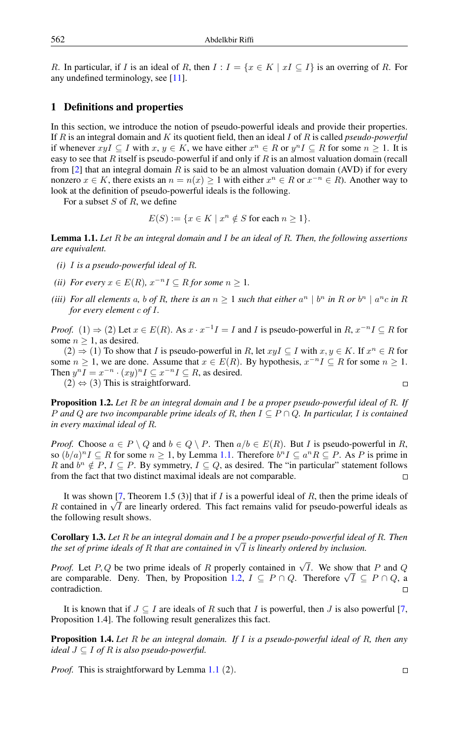$R$. In particular, if $I$ is an ideal of $R$, then $I : I = \{x \in K \mid xI \subseteq I\}$ is an overring of $R$. For any undefined terminology, see [11].

## 1 Definitions and properties

In this section, we introduce the notion of pseudo-powerful ideals and provide their properties. If $R$ is an integral domain and $K$ its quotient field, then an ideal $I$ of $R$ is called *pseudo-powerful* if whenever $xyI \subseteq I$ with $x, y \in K$, we have either $x^n \in R$ or $y^n I \subseteq R$ for some $n \geq 1$. It is easy to see that $R$ itself is pseudo-powerful if and only if $R$ is an almost valuation domain (recall from [2] that an integral domain $R$ is said to be an almost valuation domain (AVD) if for every nonzero $x \in K$, there exists an $n = n(x) \geq 1$ with either $x^n \in R$ or $x^{-n} \in R$). Another way to look at the definition of pseudo-powerful ideals is the following.

For a subset $S$ of $R$, we define

$$E(S) := \{x \in K \mid x^n \notin S \text{ for each } n \geq 1\}.$$

**Lemma 1.1.** *Let $R$ be an integral domain and $I$ be an ideal of $R$. Then, the following assertions are equivalent.*

*(i) $I$ is a pseudo-powerful ideal of $R$.*

*(ii) For every $x \in E(R)$, $x^{-n} I \subseteq R$ for some $n \geq 1$.*

*(iii) For all elements $a$, $b$ of $R$, there is an $n \geq 1$ such that either $a^n \mid b^n$ in $R$ or $b^n \mid a^n c$ in $R$ for every element $c$ of $I$.*

*Proof.* (1) $\Rightarrow$ (2) Let $x \in E(R)$. As $x \cdot x^{-1} I = I$ and $I$ is pseudo-powerful in $R$, $x^{-n} I \subseteq R$ for some $n \geq 1$, as desired.

(2) $\Rightarrow$ (1) To show that $I$ is pseudo-powerful in $R$, let $xyI \subseteq I$ with $x, y \in K$. If $x^n \in R$ for some $n \geq 1$, we are done. Assume that $x \in E(R)$. By hypothesis, $x^{-n} I \subseteq R$ for some $n \geq 1$. Then $y^n I = x^{-n} \cdot (xy)^n I \subseteq x^{-n} I \subseteq R$, as desired.

(2) $\Leftrightarrow$ (3) This is straightforward. ◻

**Proposition 1.2.** *Let $R$ be an integral domain and $I$ be a proper pseudo-powerful ideal of $R$. If $P$ and $Q$ are two incomparable prime ideals of $R$, then $I \subseteq P \cap Q$. In particular, $I$ is contained in every maximal ideal of $R$.*

*Proof.* Choose $a \in P \setminus Q$ and $b \in Q \setminus P$. Then $a/b \in E(R)$. But $I$ is pseudo-powerful in $R$, so $(b/a)^n I \subseteq R$ for some $n \geq 1$, by Lemma 1.1. Therefore $b^n I \subseteq a^n R \subseteq P$. As $P$ is prime in $R$ and $b^n \notin P$, $I \subseteq P$. By symmetry, $I \subseteq Q$, as desired. The "in particular" statement follows from the fact that two distinct maximal ideals are not comparable. ◻

It was shown [7, Theorem 1.5 (3)] that if $I$ is a powerful ideal of $R$, then the prime ideals of $R$ contained in $\sqrt{I}$ are linearly ordered. This fact remains valid for pseudo-powerful ideals as the following result shows.

**Corollary 1.3.** *Let $R$ be an integral domain and $I$ be a proper pseudo-powerful ideal of $R$. Then the set of prime ideals of $R$ that are contained in $\sqrt{I}$ is linearly ordered by inclusion.*

*Proof.* Let $P, Q$ be two prime ideals of $R$ properly contained in $\sqrt{I}$. We show that $P$ and $Q$ are comparable. Deny. Then, by Proposition 1.2, $I \subseteq P \cap Q$. Therefore $\sqrt{I} \subseteq P \cap Q$, a contradiction. ◻

It is known that if $J \subseteq I$ are ideals of $R$ such that $I$ is powerful, then $J$ is also powerful [7, Proposition 1.4]. The following result generalizes this fact.

**Proposition 1.4.** *Let $R$ be an integral domain. If $I$ is a pseudo-powerful ideal of $R$, then any ideal $J \subseteq I$ of $R$ is also pseudo-powerful.*

*Proof.* This is straightforward by Lemma 1.1 (2). ◻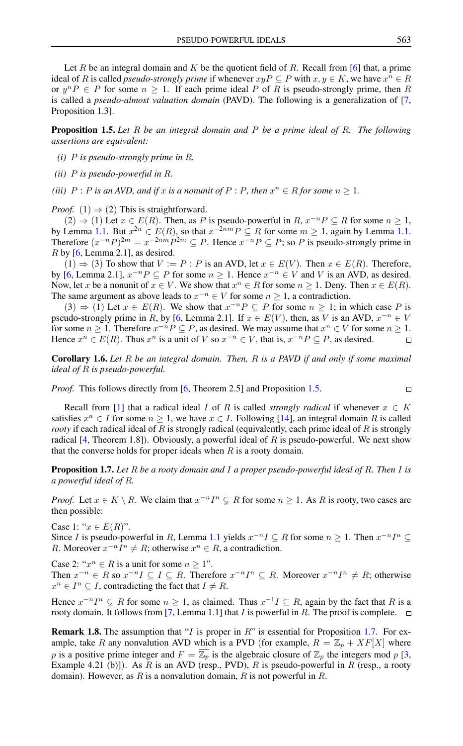Let $R$ be an integral domain and $K$ be the quotient field of $R$. Recall from [6] that, a prime ideal of $R$ is called *pseudo-strongly prime* if whenever $xyP \subseteq P$ with $x, y \in K$, we have $x^n \in R$ or $y^n P \in P$ for some $n \geq 1$. If each prime ideal $P$ of $R$ is pseudo-strongly prime, then $R$ is called a *pseudo-almost valuation domain* (PAVD). The following is a generalization of [7, Proposition 1.3].

**Proposition 1.5.** *Let $R$ be an integral domain and $P$ be a prime ideal of $R$. The following assertions are equivalent:*

*(i) $P$ is pseudo-strongly prime in $R$.*

*(ii) $P$ is pseudo-powerful in $R$.*

*(iii) $P : P$ is an AVD, and if $x$ is a nonunit of $P : P$, then $x^n \in R$ for some $n \geq 1$.*

*Proof.* (1) $\Rightarrow$ (2) This is straightforward.

(2) $\Rightarrow$ (1) Let $x \in E(R)$. Then, as $P$ is pseudo-powerful in $R$, $x^{-n}P \subseteq R$ for some $n \geq 1$, by Lemma 1.1. But $x^{2n} \in E(R)$, so that $x^{-2nm}P \subseteq R$ for some $m \geq 1$, again by Lemma 1.1. Therefore $(x^{-n}P)^{2m} = x^{-2nm}P^{2m} \subseteq P$. Hence $x^{-n}P \subseteq P$; so $P$ is pseudo-strongly prime in $R$ by [6, Lemma 2.1], as desired.

(1) $\Rightarrow$ (3) To show that $V := P : P$ is an AVD, let $x \in E(V)$. Then $x \in E(R)$. Therefore, by [6, Lemma 2.1], $x^{-n}P \subseteq P$ for some $n \geq 1$. Hence $x^{-n} \in V$ and $V$ is an AVD, as desired. Now, let $x$ be a nonunit of $x \in V$. We show that $x^n \in R$ for some $n \geq 1$. Deny. Then $x \in E(R)$. The same argument as above leads to $x^{-n} \in V$ for some $n \geq 1$, a contradiction.

(3) $\Rightarrow$ (1) Let $x \in E(R)$. We show that $x^{-n}P \subseteq P$ for some $n \geq 1$; in which case $P$ is pseudo-strongly prime in $R$, by [6, Lemma 2.1]. If $x \in E(V)$, then, as $V$ is an AVD, $x^{-n} \in V$ for some $n \geq 1$. Therefore $x^{-n}P \subseteq P$, as desired. We may assume that $x^n \in V$ for some $n \geq 1$. Hence $x^n \in E(R)$. Thus $x^n$ is a unit of $V$ so $x^{-n} \in V$, that is, $x^{-n}P \subseteq P$, as desired. $\square$

**Corollary 1.6.** *Let $R$ be an integral domain. Then, $R$ is a PAVD if and only if some maximal ideal of $R$ is pseudo-powerful.*

*Proof.* This follows directly from [6, Theorem 2.5] and Proposition 1.5. $\square$

Recall from [1] that a radical ideal $I$ of $R$ is called *strongly radical* if whenever $x \in K$ satisfies $x^n \in I$ for some $n \geq 1$, we have $x \in I$. Following [14], an integral domain $R$ is called *rooty* if each radical ideal of $R$ is strongly radical (equivalently, each prime ideal of $R$ is strongly radical [4, Theorem 1.8]). Obviously, a powerful ideal of $R$ is pseudo-powerful. We next show that the converse holds for proper ideals when $R$ is a rooty domain.

**Proposition 1.7.** *Let $R$ be a rooty domain and $I$ a proper pseudo-powerful ideal of $R$. Then $I$ is a powerful ideal of $R$.*

*Proof.* Let $x \in K \setminus R$. We claim that $x^{-n}I^n \subsetneq R$ for some $n \geq 1$. As $R$ is rooty, two cases are then possible:

Case 1: "$x \in E(R)$".
Since $I$ is pseudo-powerful in $R$, Lemma 1.1 yields $x^{-n}I \subseteq R$ for some $n \geq 1$. Then $x^{-n}I^n \subseteq R$. Moreover $x^{-n}I^n \neq R$; otherwise $x^n \in R$, a contradiction.

Case 2: "$x^n \in R$ is a unit for some $n \geq 1$".
Then $x^{-n} \in R$ so $x^{-n}I \subseteq I \subseteq R$. Therefore $x^{-n}I^n \subseteq R$. Moreover $x^{-n}I^n \neq R$; otherwise $x^n \in I^n \subseteq I$, contradicting the fact that $I \neq R$.

Hence $x^{-n}I^n \subsetneq R$ for some $n \geq 1$, as claimed. Thus $x^{-1}I \subseteq R$, again by the fact that $R$ is a rooty domain. It follows from [7, Lemma 1.1] that $I$ is powerful in $R$. The proof is complete. $\square$

**Remark 1.8.** The assumption that "$I$ is proper in $R$" is essential for Proposition 1.7. For example, take $R$ any nonvaluation AVD which is a PVD (for example, $R = \mathbb{Z}_p + XF[X]$ where $p$ is a positive prime integer and $F = \overline{\mathbb{Z}_p}$ is the algebraic closure of $\mathbb{Z}_p$ the integers mod $p$ [3, Example 4.21 (b)]). As $R$ is an AVD (resp., PVD), $R$ is pseudo-powerful in $R$ (resp., a rooty domain). However, as $R$ is a nonvaluation domain, $R$ is not powerful in $R$.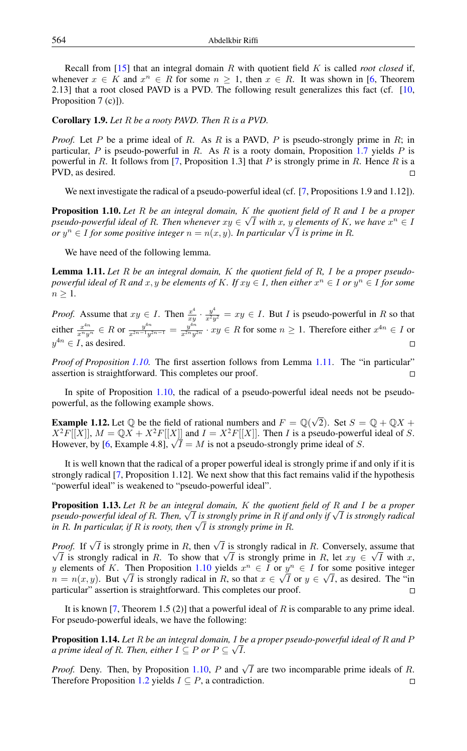Recall from [15] that an integral domain $R$ with quotient field $K$ is called *root closed* if, whenever $x \in K$ and $x^n \in R$ for some $n \geq 1$, then $x \in R$. It was shown in [6, Theorem 2.13] that a root closed PAVD is a PVD. The following result generalizes this fact (cf. [10, Proposition 7 (c)]).

**Corollary 1.9.** *Let $R$ be a rooty PAVD. Then $R$ is a PVD.*

*Proof.* Let $P$ be a prime ideal of $R$. As $R$ is a PAVD, $P$ is pseudo-strongly prime in $R$; in particular, $P$ is pseudo-powerful in $R$. As $R$ is a rooty domain, Proposition 1.7 yields $P$ is powerful in $R$. It follows from [7, Proposition 1.3] that $P$ is strongly prime in $R$. Hence $R$ is a PVD, as desired. □

We next investigate the radical of a pseudo-powerful ideal (cf. [7, Propositions 1.9 and 1.12]).

**Proposition 1.10.** *Let $R$ be an integral domain, $K$ the quotient field of $R$ and $I$ be a proper pseudo-powerful ideal of $R$. Then whenever $xy \in \sqrt{I}$ with $x$, $y$ elements of $K$, we have $x^n \in I$ or $y^n \in I$ for some positive integer $n = n(x, y)$. In particular $\sqrt{I}$ is prime in $R$.*

We have need of the following lemma.

**Lemma 1.11.** *Let $R$ be an integral domain, $K$ the quotient field of $R$, $I$ be a proper pseudo-powerful ideal of $R$ and $x, y$ be elements of $K$. If $xy \in I$, then either $x^n \in I$ or $y^n \in I$ for some $n \geq 1$.*

*Proof.* Assume that $xy \in I$. Then $\frac{x^4}{xy} \cdot \frac{y^4}{x^2y^2} = xy \in I$. But $I$ is pseudo-powerful in $R$ so that either $\frac{x^{4n}}{x^n y^n} \in R$ or $\frac{y^{4n}}{x^{2n-1}y^{2n-1}} = \frac{y^{4n}}{x^{2n}y^{2n}} \cdot xy \in R$ for some $n \geq 1$. Therefore either $x^{4n} \in I$ or $y^{4n} \in I$, as desired. □

*Proof of Proposition 1.10.* The first assertion follows from Lemma 1.11. The "in particular" assertion is straightforward. This completes our proof. □

In spite of Proposition 1.10, the radical of a pseudo-powerful ideal needs not be pseudo-powerful, as the following example shows.

**Example 1.12.** Let $\mathbb{Q}$ be the field of rational numbers and $F = \mathbb{Q}(\sqrt{2})$. Set $S = \mathbb{Q} + \mathbb{Q}X + X^2F[[X]]$, $M = \mathbb{Q}X + X^2F[[X]]$ and $I = X^2F[[X]]$. Then $I$ is a pseudo-powerful ideal of $S$. However, by [6, Example 4.8], $\sqrt{I} = M$ is not a pseudo-strongly prime ideal of $S$.

It is well known that the radical of a proper powerful ideal is strongly prime if and only if it is strongly radical [7, Proposition 1.12]. We next show that this fact remains valid if the hypothesis "powerful ideal" is weakened to "pseudo-powerful ideal".

**Proposition 1.13.** *Let $R$ be an integral domain, $K$ the quotient field of $R$ and $I$ be a proper pseudo-powerful ideal of $R$. Then, $\sqrt{I}$ is strongly prime in $R$ if and only if $\sqrt{I}$ is strongly radical in $R$. In particular, if $R$ is rooty, then $\sqrt{I}$ is strongly prime in $R$.*

*Proof.* If $\sqrt{I}$ is strongly prime in $R$, then $\sqrt{I}$ is strongly radical in $R$. Conversely, assume that $\sqrt{I}$ is strongly radical in $R$. To show that $\sqrt{I}$ is strongly prime in $R$, let $xy \in \sqrt{I}$ with $x$, $y$ elements of $K$. Then Proposition 1.10 yields $x^n \in I$ or $y^n \in I$ for some positive integer $n = n(x, y)$. But $\sqrt{I}$ is strongly radical in $R$, so that $x \in \sqrt{I}$ or $y \in \sqrt{I}$, as desired. The "in particular" assertion is straightforward. This completes our proof. □

It is known [7, Theorem 1.5 (2)] that a powerful ideal of $R$ is comparable to any prime ideal. For pseudo-powerful ideals, we have the following:

**Proposition 1.14.** *Let $R$ be an integral domain, $I$ be a proper pseudo-powerful ideal of $R$ and $P$ a prime ideal of $R$. Then, either $I \subseteq P$ or $P \subseteq \sqrt{I}$.*

*Proof.* Deny. Then, by Proposition 1.10, $P$ and $\sqrt{I}$ are two incomparable prime ideals of $R$. Therefore Proposition 1.2 yields $I \subseteq P$, a contradiction. □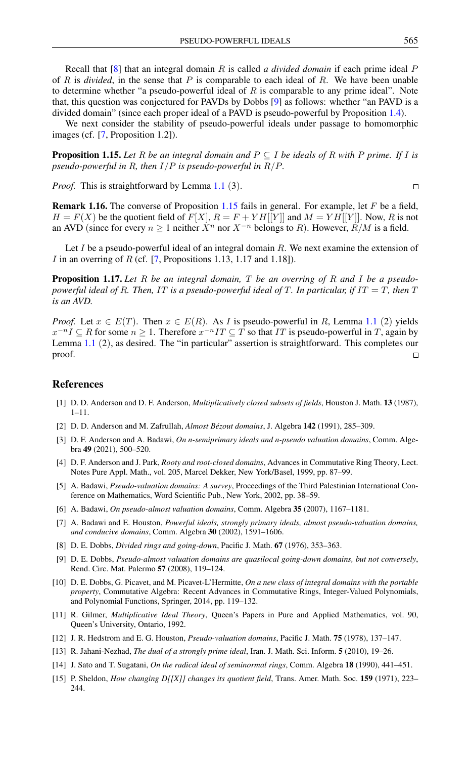Recall that [8] that an integral domain $R$ is called *a divided domain* if each prime ideal $P$ of $R$ is *divided*, in the sense that $P$ is comparable to each ideal of $R$. We have been unable to determine whether "a pseudo-powerful ideal of $R$ is comparable to any prime ideal". Note that, this question was conjectured for PAVDs by Dobbs [9] as follows: whether "an PAVD is a divided domain" (since each proper ideal of a PAVD is pseudo-powerful by Proposition 1.4).

We next consider the stability of pseudo-powerful ideals under passage to homomorphic images (cf. [7, Proposition 1.2]).

**Proposition 1.15.** *Let $R$ be an integral domain and $P \subseteq I$ be ideals of $R$ with $P$ prime. If $I$ is pseudo-powerful in $R$, then $I/P$ is pseudo-powerful in $R/P$.*

*Proof.* This is straightforward by Lemma 1.1 (3). ∎

**Remark 1.16.** The converse of Proposition 1.15 fails in general. For example, let $F$ be a field, $H = F(X)$ be the quotient field of $F[X]$, $R = F + YH[[Y]]$ and $M = YH[[Y]]$. Now, $R$ is not an AVD (since for every $n \geq 1$ neither $X^n$ nor $X^{-n}$ belongs to $R$). However, $R/M$ is a field.

Let $I$ be a pseudo-powerful ideal of an integral domain $R$. We next examine the extension of $I$ in an overring of $R$ (cf. [7, Propositions 1.13, 1.17 and 1.18]).

**Proposition 1.17.** *Let $R$ be an integral domain, $T$ be an overring of $R$ and $I$ be a pseudo-powerful ideal of $R$. Then, $IT$ is a pseudo-powerful ideal of $T$. In particular, if $IT = T$, then $T$ is an AVD.*

*Proof.* Let $x \in E(T)$. Then $x \in E(R)$. As $I$ is pseudo-powerful in $R$, Lemma 1.1 (2) yields $x^{-n}I \subseteq R$ for some $n \geq 1$. Therefore $x^{-n}IT \subseteq T$ so that $IT$ is pseudo-powerful in $T$, again by Lemma 1.1 (2), as desired. The "in particular" assertion is straightforward. This completes our proof. ∎

## References

[1] D. D. Anderson and D. F. Anderson, *Multiplicatively closed subsets of fields*, Houston J. Math. **13** (1987), 1–11.

[2] D. D. Anderson and M. Zafrullah, *Almost Bézout domains*, J. Algebra **142** (1991), 285–309.

[3] D. F. Anderson and A. Badawi, *On n-semiprimary ideals and n-pseudo valuation domains*, Comm. Algebra **49** (2021), 500–520.

[4] D. F. Anderson and J. Park, *Rooty and root-closed domains*, Advances in Commutative Ring Theory, Lect. Notes Pure Appl. Math., vol. 205, Marcel Dekker, New York/Basel, 1999, pp. 87–99.

[5] A. Badawi, *Pseudo-valuation domains: A survey*, Proceedings of the Third Palestinian International Conference on Mathematics, Word Scientific Pub., New York, 2002, pp. 38–59.

[6] A. Badawi, *On pseudo-almost valuation domains*, Comm. Algebra **35** (2007), 1167–1181.

[7] A. Badawi and E. Houston, *Powerful ideals, strongly primary ideals, almost pseudo-valuation domains, and conducive domains*, Comm. Algebra **30** (2002), 1591–1606.

[8] D. E. Dobbs, *Divided rings and going-down*, Pacific J. Math. **67** (1976), 353–363.

[9] D. E. Dobbs, *Pseudo-almost valuation domains are quasilocal going-down domains, but not conversely*, Rend. Circ. Mat. Palermo **57** (2008), 119–124.

[10] D. E. Dobbs, G. Picavet, and M. Picavet-L'Hermitte, *On a new class of integral domains with the portable property*, Commutative Algebra: Recent Advances in Commutative Rings, Integer-Valued Polynomials, and Polynomial Functions, Springer, 2014, pp. 119–132.

[11] R. Gilmer, *Multiplicative Ideal Theory*, Queen's Papers in Pure and Applied Mathematics, vol. 90, Queen's University, Ontario, 1992.

[12] J. R. Hedstrom and E. G. Houston, *Pseudo-valuation domains*, Pacific J. Math. **75** (1978), 137–147.

[13] R. Jahani-Nezhad, *The dual of a strongly prime ideal*, Iran. J. Math. Sci. Inform. **5** (2010), 19–26.

[14] J. Sato and T. Sugatani, *On the radical ideal of seminormal rings*, Comm. Algebra **18** (1990), 441–451.

[15] P. Sheldon, *How changing D[[X]] changes its quotient field*, Trans. Amer. Math. Soc. **159** (1971), 223–244.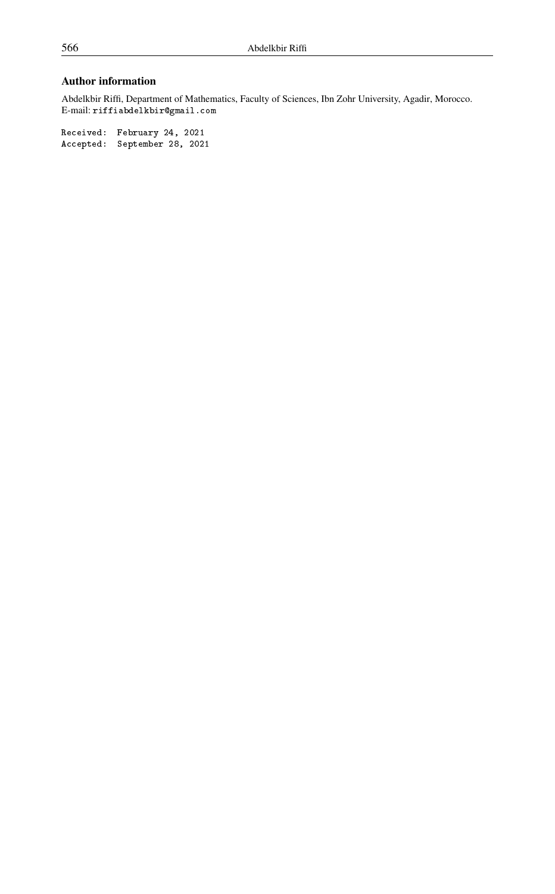## Author information

Abdelkbir Riffi, Department of Mathematics, Faculty of Sciences, Ibn Zohr University, Agadir, Morocco.
E-mail: riffiabdelkbir@gmail.com

Received: February 24, 2021
Accepted: September 28, 2021